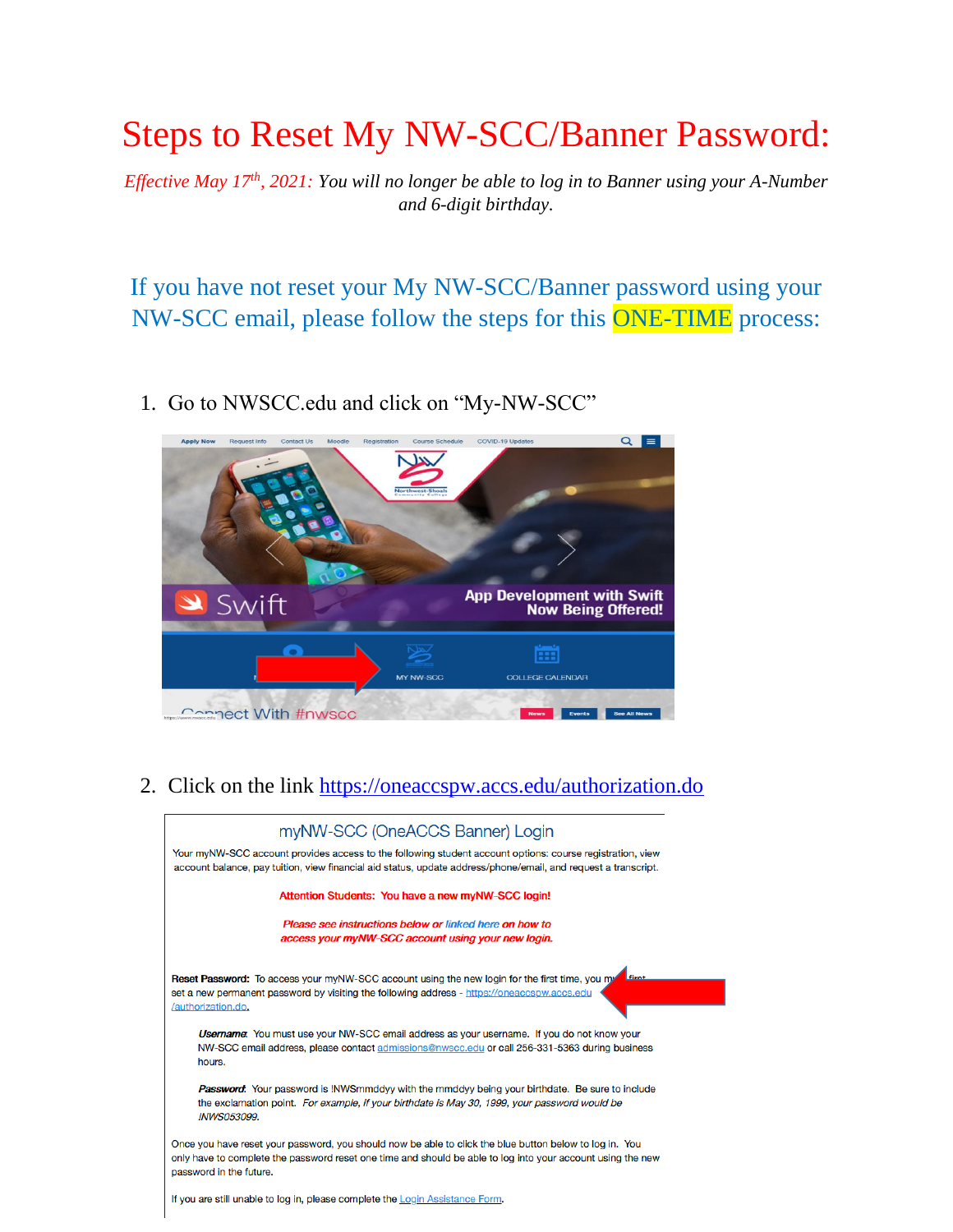# Steps to Reset My NW-SCC/Banner Password:

*Effective May 17th, 2021: You will no longer be able to log in to Banner using your A-Number and 6-digit birthday.*

## If you have not reset your My NW-SCC/Banner password using your NW-SCC email, please follow the steps for this ONE-TIME process:

1. Go to NWSCC.edu and click on "My-NW-SCC"

2. Click on the link https://oneaccspw.accs.edu/authorization.do

myNW-SCC (OneACCS Banner) Login

Your myNW-SCC account provides access to the following student account options: course registration, view account balance, pay tuition, view financial aid status, update address/phone/email, and request a transcript.

**Attention Students: You have a new myNW-SCC login!**

***Please see instructions below or linked here on how to access your myNW-SCC account using your new login.***

**Reset Password:** To access your myNW-SCC account using the new login for the first time, you must first set a new permanent password by visiting the following address - https://oneaccspw.accs.edu/authorization.do.

***Username:*** You must use your NW-SCC email address as your username. If you do not know your NW-SCC email address, please contact admissions@nwscc.edu or call 256-331-5363 during business hours.

***Password:*** Your password is !NWSmmddyy with the mmddyy being your birthdate. Be sure to include the exclamation point. *For example, if your birthdate is May 30, 1999, your password would be !NWS053099.*

Once you have reset your password, you should now be able to click the blue button below to log in. You only have to complete the password reset one time and should be able to log into your account using the new password in the future.

If you are still unable to log in, please complete the Login Assistance Form.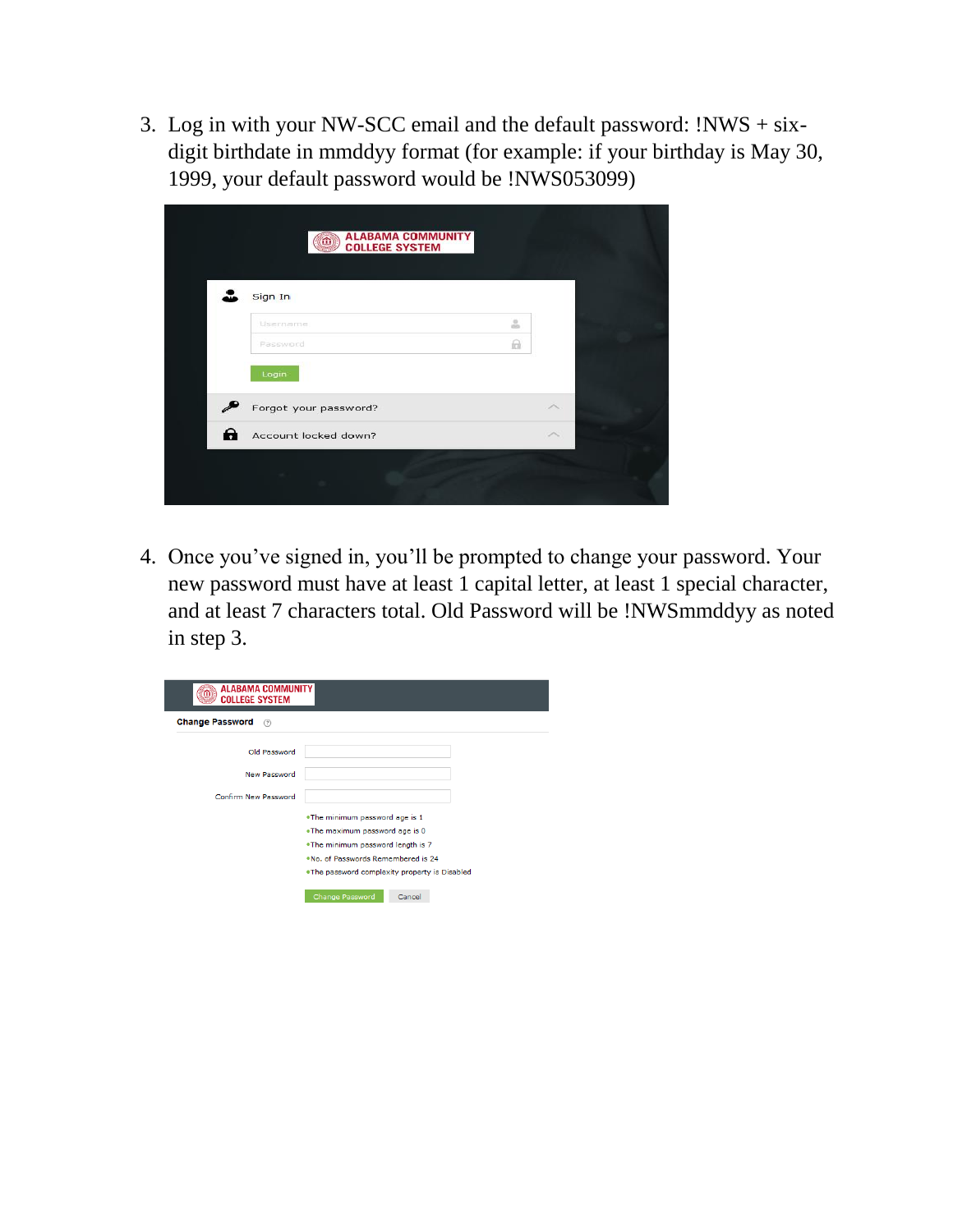3. Log in with your NW-SCC email and the default password: !NWS + six-digit birthdate in mmddyy format (for example: if your birthday is May 30, 1999, your default password would be !NWS053099)

4. Once you've signed in, you'll be prompted to change your password. Your new password must have at least 1 capital letter, at least 1 special character, and at least 7 characters total. Old Password will be !NWSmmddyy as noted in step 3.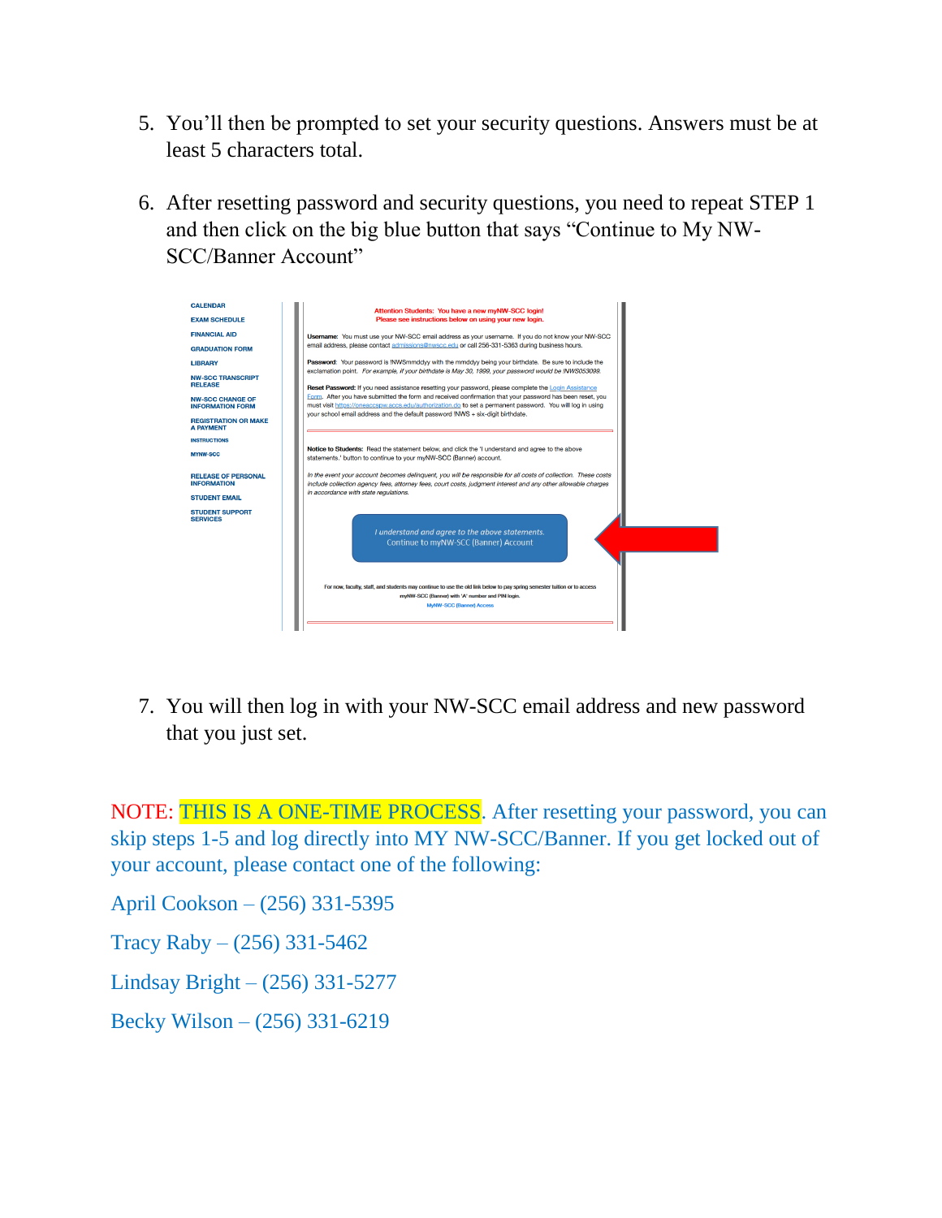5. You'll then be prompted to set your security questions. Answers must be at least 5 characters total.

6. After resetting password and security questions, you need to repeat STEP 1 and then click on the big blue button that says "Continue to My NW-SCC/Banner Account"

7. You will then log in with your NW-SCC email address and new password that you just set.

NOTE: THIS IS A ONE-TIME PROCESS. After resetting your password, you can skip steps 1-5 and log directly into MY NW-SCC/Banner. If you get locked out of your account, please contact one of the following:

April Cookson – (256) 331-5395

Tracy Raby – (256) 331-5462

Lindsay Bright – (256) 331-5277

Becky Wilson – (256) 331-6219